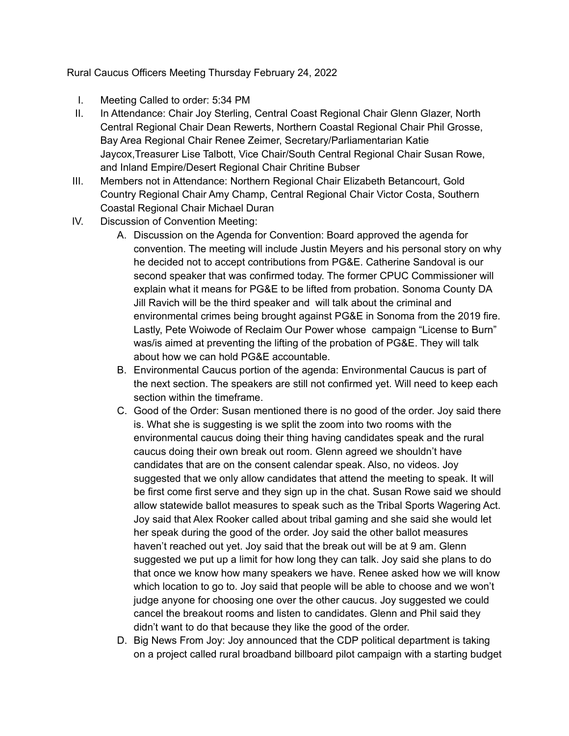Rural Caucus Officers Meeting Thursday February 24, 2022

I. Meeting Called to order: 5:34 PM
II. In Attendance: Chair Joy Sterling, Central Coast Regional Chair Glenn Glazer, North Central Regional Chair Dean Rewerts, Northern Coastal Regional Chair Phil Grosse, Bay Area Regional Chair Renee Zeimer, Secretary/Parliamentarian Katie Jaycox,Treasurer Lise Talbott, Vice Chair/South Central Regional Chair Susan Rowe, and Inland Empire/Desert Regional Chair Chritine Bubser
III. Members not in Attendance: Northern Regional Chair Elizabeth Betancourt, Gold Country Regional Chair Amy Champ, Central Regional Chair Victor Costa, Southern Coastal Regional Chair Michael Duran
IV. Discussion of Convention Meeting:
    A. Discussion on the Agenda for Convention: Board approved the agenda for convention. The meeting will include Justin Meyers and his personal story on why he decided not to accept contributions from PG&E. Catherine Sandoval is our second speaker that was confirmed today. The former CPUC Commissioner will explain what it means for PG&E to be lifted from probation. Sonoma County DA Jill Ravich will be the third speaker and will talk about the criminal and environmental crimes being brought against PG&E in Sonoma from the 2019 fire. Lastly, Pete Woiwode of Reclaim Our Power whose campaign "License to Burn" was/is aimed at preventing the lifting of the probation of PG&E. They will talk about how we can hold PG&E accountable.
    B. Environmental Caucus portion of the agenda: Environmental Caucus is part of the next section. The speakers are still not confirmed yet. Will need to keep each section within the timeframe.
    C. Good of the Order: Susan mentioned there is no good of the order. Joy said there is. What she is suggesting is we split the zoom into two rooms with the environmental caucus doing their thing having candidates speak and the rural caucus doing their own break out room. Glenn agreed we shouldn't have candidates that are on the consent calendar speak. Also, no videos. Joy suggested that we only allow candidates that attend the meeting to speak. It will be first come first serve and they sign up in the chat. Susan Rowe said we should allow statewide ballot measures to speak such as the Tribal Sports Wagering Act. Joy said that Alex Rooker called about tribal gaming and she said she would let her speak during the good of the order. Joy said the other ballot measures haven't reached out yet. Joy said that the break out will be at 9 am. Glenn suggested we put up a limit for how long they can talk. Joy said she plans to do that once we know how many speakers we have. Renee asked how we will know which location to go to. Joy said that people will be able to choose and we won't judge anyone for choosing one over the other caucus. Joy suggested we could cancel the breakout rooms and listen to candidates. Glenn and Phil said they didn't want to do that because they like the good of the order.
    D. Big News From Joy: Joy announced that the CDP political department is taking on a project called rural broadband billboard pilot campaign with a starting budget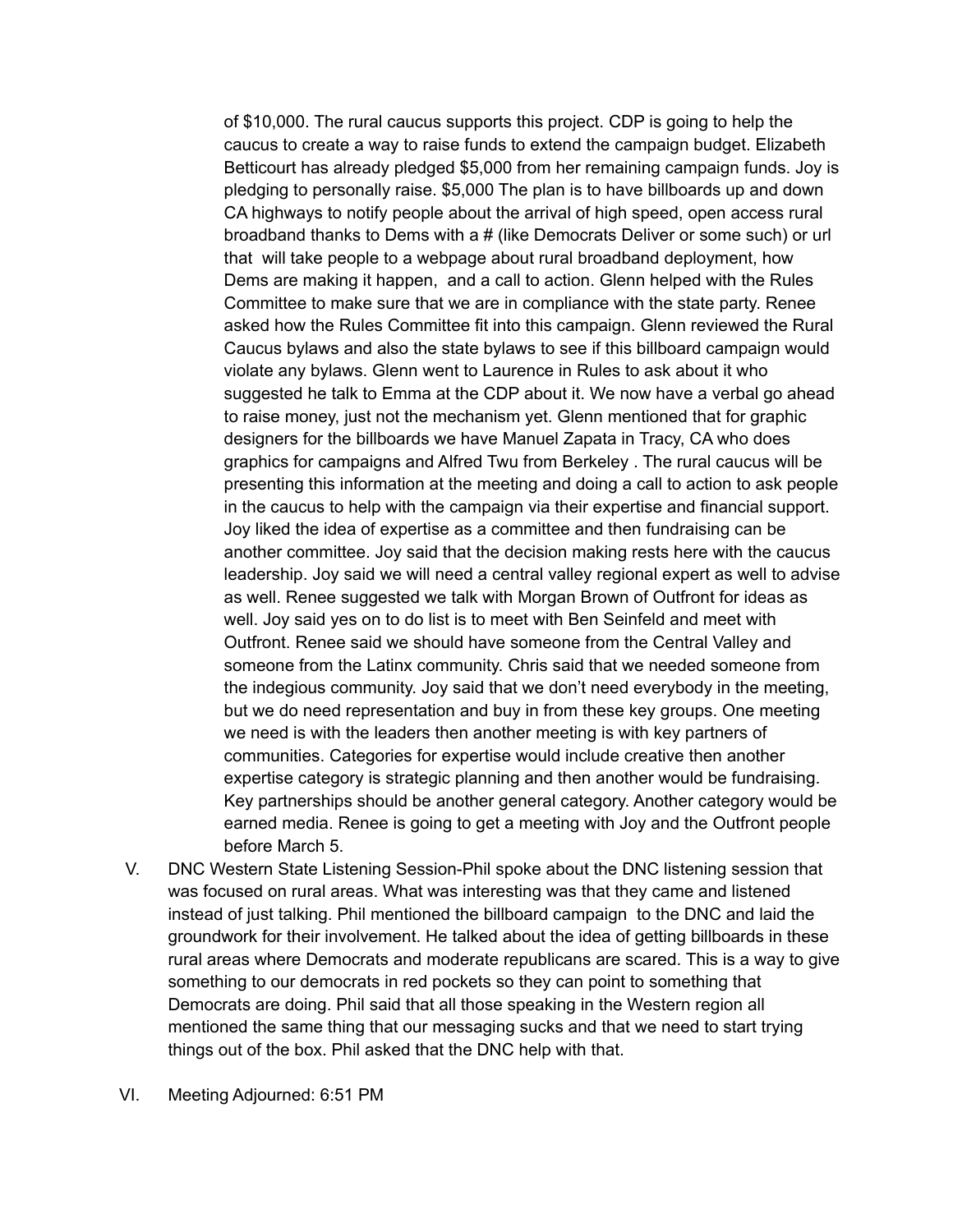of $10,000. The rural caucus supports this project. CDP is going to help the caucus to create a way to raise funds to extend the campaign budget. Elizabeth Betticourt has already pledged $5,000 from her remaining campaign funds. Joy is pledging to personally raise. $5,000 The plan is to have billboards up and down CA highways to notify people about the arrival of high speed, open access rural broadband thanks to Dems with a # (like Democrats Deliver or some such) or url that will take people to a webpage about rural broadband deployment, how Dems are making it happen, and a call to action. Glenn helped with the Rules Committee to make sure that we are in compliance with the state party. Renee asked how the Rules Committee fit into this campaign. Glenn reviewed the Rural Caucus bylaws and also the state bylaws to see if this billboard campaign would violate any bylaws. Glenn went to Laurence in Rules to ask about it who suggested he talk to Emma at the CDP about it. We now have a verbal go ahead to raise money, just not the mechanism yet. Glenn mentioned that for graphic designers for the billboards we have Manuel Zapata in Tracy, CA who does graphics for campaigns and Alfred Twu from Berkeley . The rural caucus will be presenting this information at the meeting and doing a call to action to ask people in the caucus to help with the campaign via their expertise and financial support. Joy liked the idea of expertise as a committee and then fundraising can be another committee. Joy said that the decision making rests here with the caucus leadership. Joy said we will need a central valley regional expert as well to advise as well. Renee suggested we talk with Morgan Brown of Outfront for ideas as well. Joy said yes on to do list is to meet with Ben Seinfeld and meet with Outfront. Renee said we should have someone from the Central Valley and someone from the Latinx community. Chris said that we needed someone from the indegious community. Joy said that we don't need everybody in the meeting, but we do need representation and buy in from these key groups. One meeting we need is with the leaders then another meeting is with key partners of communities. Categories for expertise would include creative then another expertise category is strategic planning and then another would be fundraising. Key partnerships should be another general category. Another category would be earned media. Renee is going to get a meeting with Joy and the Outfront people before March 5.

V. DNC Western State Listening Session-Phil spoke about the DNC listening session that was focused on rural areas. What was interesting was that they came and listened instead of just talking. Phil mentioned the billboard campaign to the DNC and laid the groundwork for their involvement. He talked about the idea of getting billboards in these rural areas where Democrats and moderate republicans are scared. This is a way to give something to our democrats in red pockets so they can point to something that Democrats are doing. Phil said that all those speaking in the Western region all mentioned the same thing that our messaging sucks and that we need to start trying things out of the box. Phil asked that the DNC help with that.

VI. Meeting Adjourned: 6:51 PM